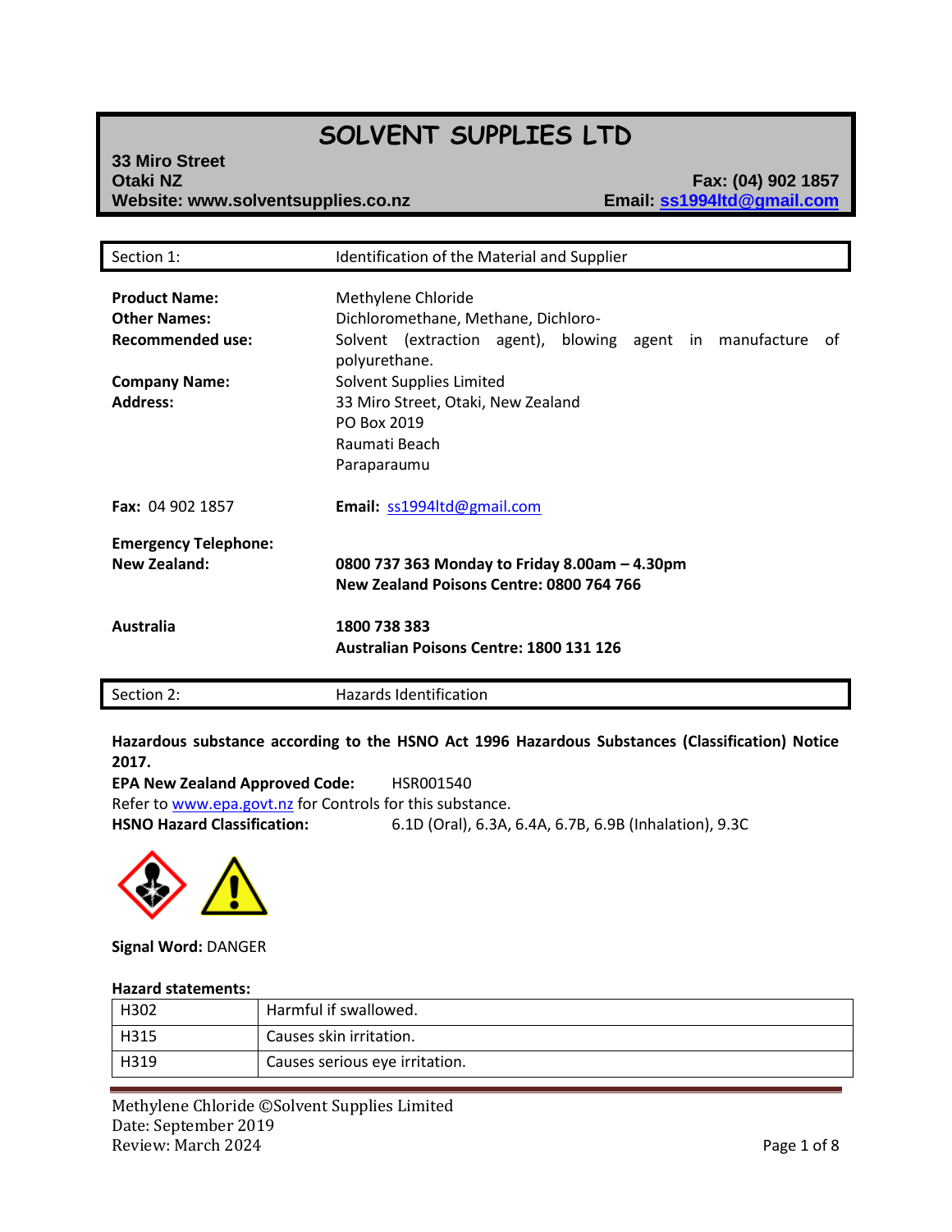# SOLVENT SUPPLIES LTD

**33 Miro Street**
**Otaki NZ**
**Website: www.solventsupplies.co.nz**

**Fax: (04) 902 1857**
**Email: ss1994ltd@gmail.com**

## Section 1: Identification of the Material and Supplier

**Product Name:** Methylene Chloride
**Other Names:** Dichloromethane, Methane, Dichloro-
**Recommended use:** Solvent (extraction agent), blowing agent in manufacture of polyurethane.

**Company Name:** Solvent Supplies Limited
**Address:** 33 Miro Street, Otaki, New Zealand
PO Box 2019
Raumati Beach
Paraparaumu

**Fax:** 04 902 1857
**Email:** ss1994ltd@gmail.com

**Emergency Telephone:**
**New Zealand:** **0800 737 363 Monday to Friday 8.00am – 4.30pm**
**New Zealand Poisons Centre: 0800 764 766**

**Australia** **1800 738 383**
**Australian Poisons Centre: 1800 131 126**

## Section 2: Hazards Identification

**Hazardous substance according to the HSNO Act 1996 Hazardous Substances (Classification) Notice 2017.**
**EPA New Zealand Approved Code:** HSR001540
Refer to www.epa.govt.nz for Controls for this substance.
**HSNO Hazard Classification:** 6.1D (Oral), 6.3A, 6.4A, 6.7B, 6.9B (Inhalation), 9.3C

**Signal Word:** DANGER

**Hazard statements:**

| | |
|---|---|
| H302 | Harmful if swallowed. |
| H315 | Causes skin irritation. |
| H319 | Causes serious eye irritation. |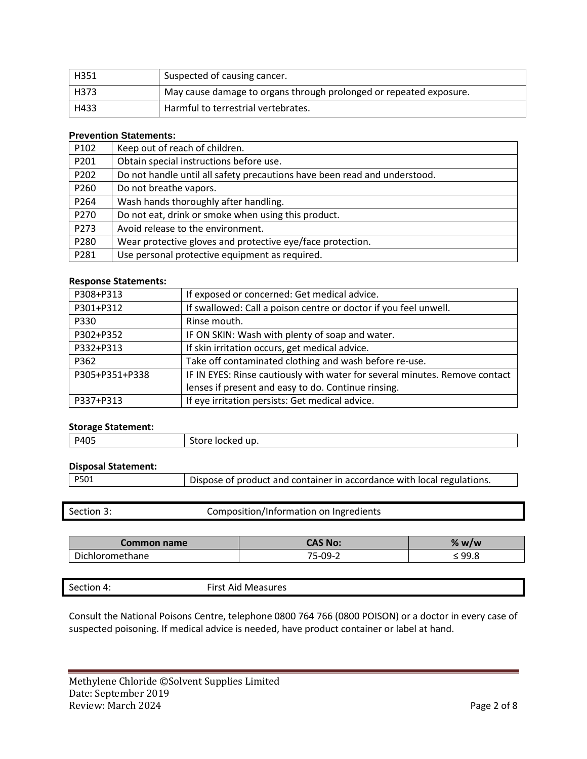| | |
|---|---|
| H351 | Suspected of causing cancer. |
| H373 | May cause damage to organs through prolonged or repeated exposure. |
| H433 | Harmful to terrestrial vertebrates. |

**Prevention Statements:**

| | |
|---|---|
| P102 | Keep out of reach of children. |
| P201 | Obtain special instructions before use. |
| P202 | Do not handle until all safety precautions have been read and understood. |
| P260 | Do not breathe vapors. |
| P264 | Wash hands thoroughly after handling. |
| P270 | Do not eat, drink or smoke when using this product. |
| P273 | Avoid release to the environment. |
| P280 | Wear protective gloves and protective eye/face protection. |
| P281 | Use personal protective equipment as required. |

**Response Statements:**

| | |
|---|---|
| P308+P313 | If exposed or concerned: Get medical advice. |
| P301+P312 | If swallowed: Call a poison centre or doctor if you feel unwell. |
| P330 | Rinse mouth. |
| P302+P352 | IF ON SKIN: Wash with plenty of soap and water. |
| P332+P313 | If skin irritation occurs, get medical advice. |
| P362 | Take off contaminated clothing and wash before re-use. |
| P305+P351+P338 | IF IN EYES: Rinse cautiously with water for several minutes. Remove contact lenses if present and easy to do. Continue rinsing. |
| P337+P313 | If eye irritation persists: Get medical advice. |

**Storage Statement:**

| | |
|---|---|
| P405 | Store locked up. |

**Disposal Statement:**

| | |
|---|---|
| P501 | Dispose of product and container in accordance with local regulations. |

## Section 3: Composition/Information on Ingredients

| Common name | CAS No: | % w/w |
|---|---|---|
| Dichloromethane | 75-09-2 | ≤ 99.8 |

## Section 4: First Aid Measures

Consult the National Poisons Centre, telephone 0800 764 766 (0800 POISON) or a doctor in every case of suspected poisoning. If medical advice is needed, have product container or label at hand.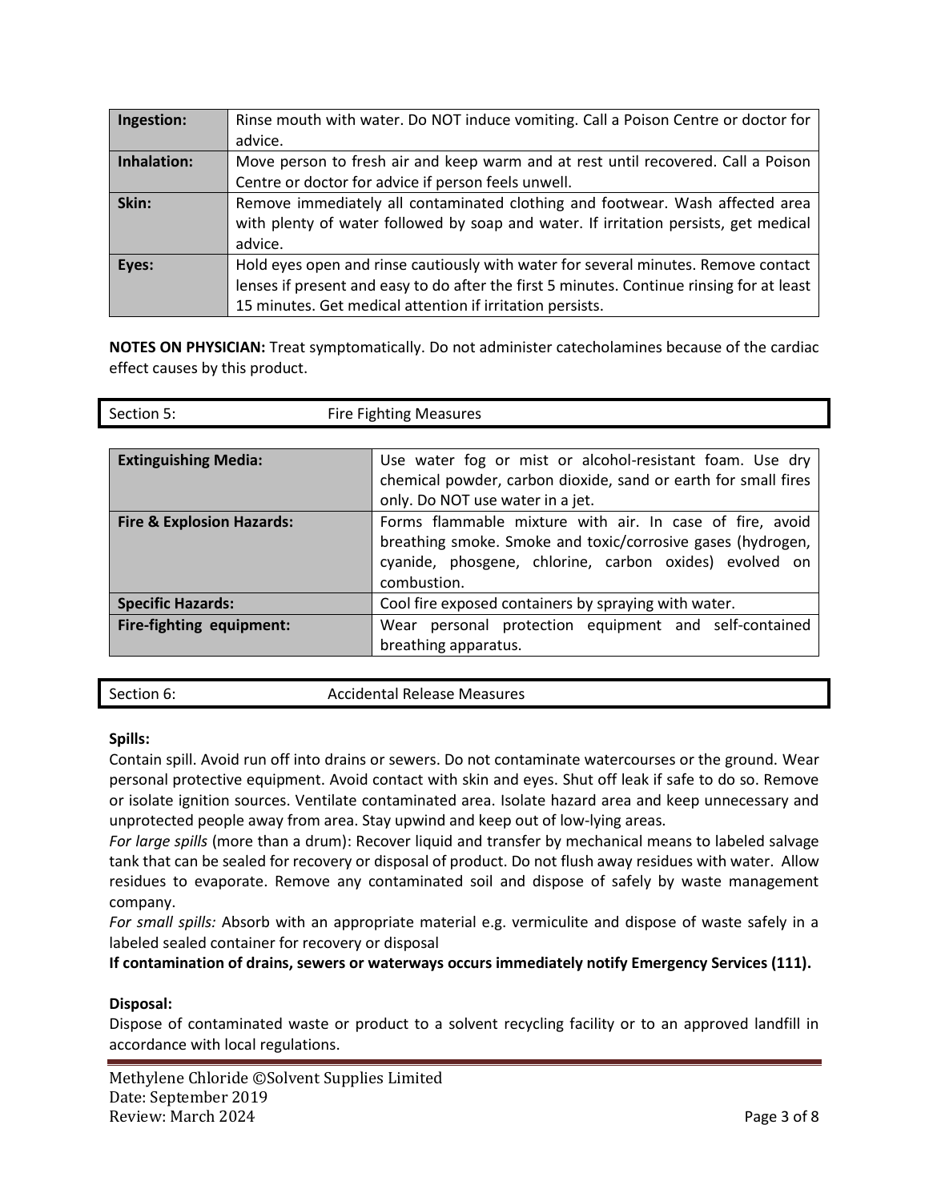| | |
|---|---|
| **Ingestion:** | Rinse mouth with water. Do NOT induce vomiting. Call a Poison Centre or doctor for advice. |
| **Inhalation:** | Move person to fresh air and keep warm and at rest until recovered. Call a Poison Centre or doctor for advice if person feels unwell. |
| **Skin:** | Remove immediately all contaminated clothing and footwear. Wash affected area with plenty of water followed by soap and water. If irritation persists, get medical advice. |
| **Eyes:** | Hold eyes open and rinse cautiously with water for several minutes. Remove contact lenses if present and easy to do after the first 5 minutes. Continue rinsing for at least 15 minutes. Get medical attention if irritation persists. |

**NOTES ON PHYSICIAN:** Treat symptomatically. Do not administer catecholamines because of the cardiac effect causes by this product.

## Section 5: Fire Fighting Measures

| | |
|---|---|
| **Extinguishing Media:** | Use water fog or mist or alcohol-resistant foam. Use dry chemical powder, carbon dioxide, sand or earth for small fires only. Do NOT use water in a jet. |
| **Fire & Explosion Hazards:** | Forms flammable mixture with air. In case of fire, avoid breathing smoke. Smoke and toxic/corrosive gases (hydrogen, cyanide, phosgene, chlorine, carbon oxides) evolved on combustion. |
| **Specific Hazards:** | Cool fire exposed containers by spraying with water. |
| **Fire-fighting equipment:** | Wear personal protection equipment and self-contained breathing apparatus. |

## Section 6: Accidental Release Measures

**Spills:**

Contain spill. Avoid run off into drains or sewers. Do not contaminate watercourses or the ground. Wear personal protective equipment. Avoid contact with skin and eyes. Shut off leak if safe to do so. Remove or isolate ignition sources. Ventilate contaminated area. Isolate hazard area and keep unnecessary and unprotected people away from area. Stay upwind and keep out of low-lying areas.

*For large spills* (more than a drum): Recover liquid and transfer by mechanical means to labeled salvage tank that can be sealed for recovery or disposal of product. Do not flush away residues with water. Allow residues to evaporate. Remove any contaminated soil and dispose of safely by waste management company.

*For small spills:* Absorb with an appropriate material e.g. vermiculite and dispose of waste safely in a labeled sealed container for recovery or disposal

**If contamination of drains, sewers or waterways occurs immediately notify Emergency Services (111).**

**Disposal:**

Dispose of contaminated waste or product to a solvent recycling facility or to an approved landfill in accordance with local regulations.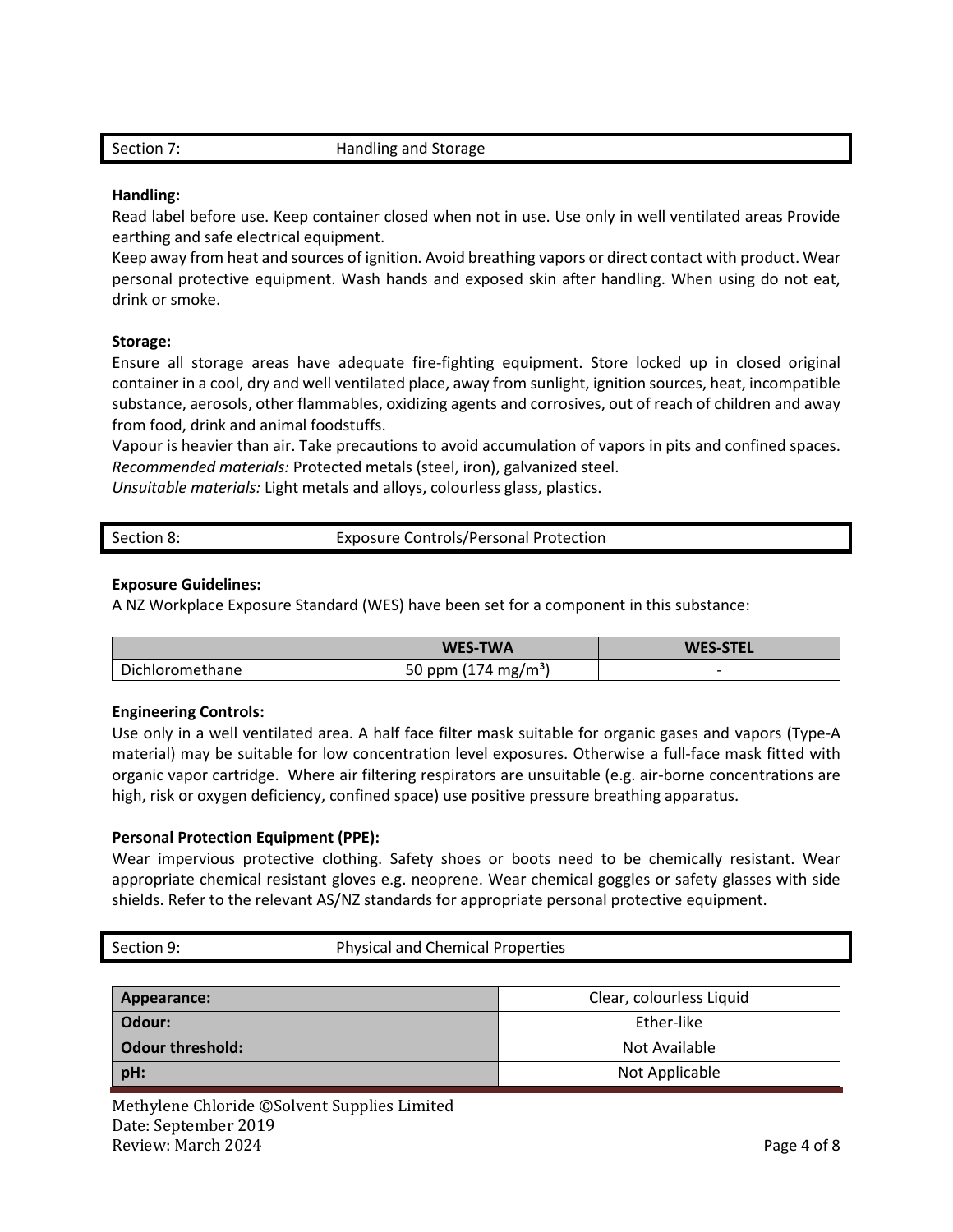## Section 7: Handling and Storage

**Handling:**

Read label before use. Keep container closed when not in use. Use only in well ventilated areas Provide earthing and safe electrical equipment.

Keep away from heat and sources of ignition. Avoid breathing vapors or direct contact with product. Wear personal protective equipment. Wash hands and exposed skin after handling. When using do not eat, drink or smoke.

**Storage:**

Ensure all storage areas have adequate fire-fighting equipment. Store locked up in closed original container in a cool, dry and well ventilated place, away from sunlight, ignition sources, heat, incompatible substance, aerosols, other flammables, oxidizing agents and corrosives, out of reach of children and away from food, drink and animal foodstuffs.

Vapour is heavier than air. Take precautions to avoid accumulation of vapors in pits and confined spaces.

*Recommended materials:* Protected metals (steel, iron), galvanized steel.

*Unsuitable materials:* Light metals and alloys, colourless glass, plastics.

## Section 8: Exposure Controls/Personal Protection

**Exposure Guidelines:**

A NZ Workplace Exposure Standard (WES) have been set for a component in this substance:

| | WES-TWA | WES-STEL |
|---|---|---|
| Dichloromethane | 50 ppm (174 mg/m$^3$) | - |

**Engineering Controls:**

Use only in a well ventilated area. A half face filter mask suitable for organic gases and vapors (Type-A material) may be suitable for low concentration level exposures. Otherwise a full-face mask fitted with organic vapor cartridge. Where air filtering respirators are unsuitable (e.g. air-borne concentrations are high, risk or oxygen deficiency, confined space) use positive pressure breathing apparatus.

**Personal Protection Equipment (PPE):**

Wear impervious protective clothing. Safety shoes or boots need to be chemically resistant. Wear appropriate chemical resistant gloves e.g. neoprene. Wear chemical goggles or safety glasses with side shields. Refer to the relevant AS/NZ standards for appropriate personal protective equipment.

## Section 9: Physical and Chemical Properties

| | |
|---|---|
| **Appearance:** | Clear, colourless Liquid |
| **Odour:** | Ether-like |
| **Odour threshold:** | Not Available |
| **pH:** | Not Applicable |

Methylene Chloride ©Solvent Supplies Limited
Date: September 2019
Review: March 2024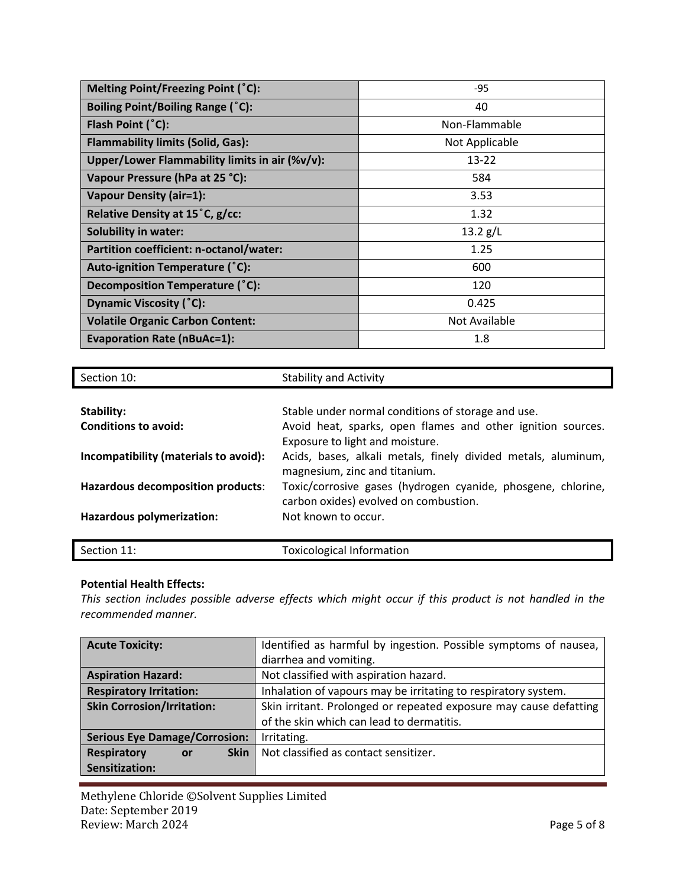| | |
|---|---|
| **Melting Point/Freezing Point (˚C):** | -95 |
| **Boiling Point/Boiling Range (˚C):** | 40 |
| **Flash Point (˚C):** | Non-Flammable |
| **Flammability limits (Solid, Gas):** | Not Applicable |
| **Upper/Lower Flammability limits in air (%v/v):** | 13-22 |
| **Vapour Pressure (hPa at 25 °C):** | 584 |
| **Vapour Density (air=1):** | 3.53 |
| **Relative Density at 15˚C, g/cc:** | 1.32 |
| **Solubility in water:** | 13.2 g/L |
| **Partition coefficient: n-octanol/water:** | 1.25 |
| **Auto-ignition Temperature (˚C):** | 600 |
| **Decomposition Temperature (˚C):** | 120 |
| **Dynamic Viscosity (˚C):** | 0.425 |
| **Volatile Organic Carbon Content:** | Not Available |
| **Evaporation Rate (nBuAc=1):** | 1.8 |

## Section 10: Stability and Activity

**Stability:** Stable under normal conditions of storage and use.

**Conditions to avoid:** Avoid heat, sparks, open flames and other ignition sources. Exposure to light and moisture.

**Incompatibility (materials to avoid):** Acids, bases, alkali metals, finely divided metals, aluminum, magnesium, zinc and titanium.

**Hazardous decomposition products**: Toxic/corrosive gases (hydrogen cyanide, phosgene, chlorine, carbon oxides) evolved on combustion.

**Hazardous polymerization:** Not known to occur.

## Section 11: Toxicological Information

**Potential Health Effects:**

*This section includes possible adverse effects which might occur if this product is not handled in the recommended manner.*

| | |
|---|---|
| **Acute Toxicity:** | Identified as harmful by ingestion. Possible symptoms of nausea, diarrhea and vomiting. |
| **Aspiration Hazard:** | Not classified with aspiration hazard. |
| **Respiratory Irritation:** | Inhalation of vapours may be irritating to respiratory system. |
| **Skin Corrosion/Irritation:** | Skin irritant. Prolonged or repeated exposure may cause defatting of the skin which can lead to dermatitis. |
| **Serious Eye Damage/Corrosion:** | Irritating. |
| **Respiratory or Skin Sensitization:** | Not classified as contact sensitizer. |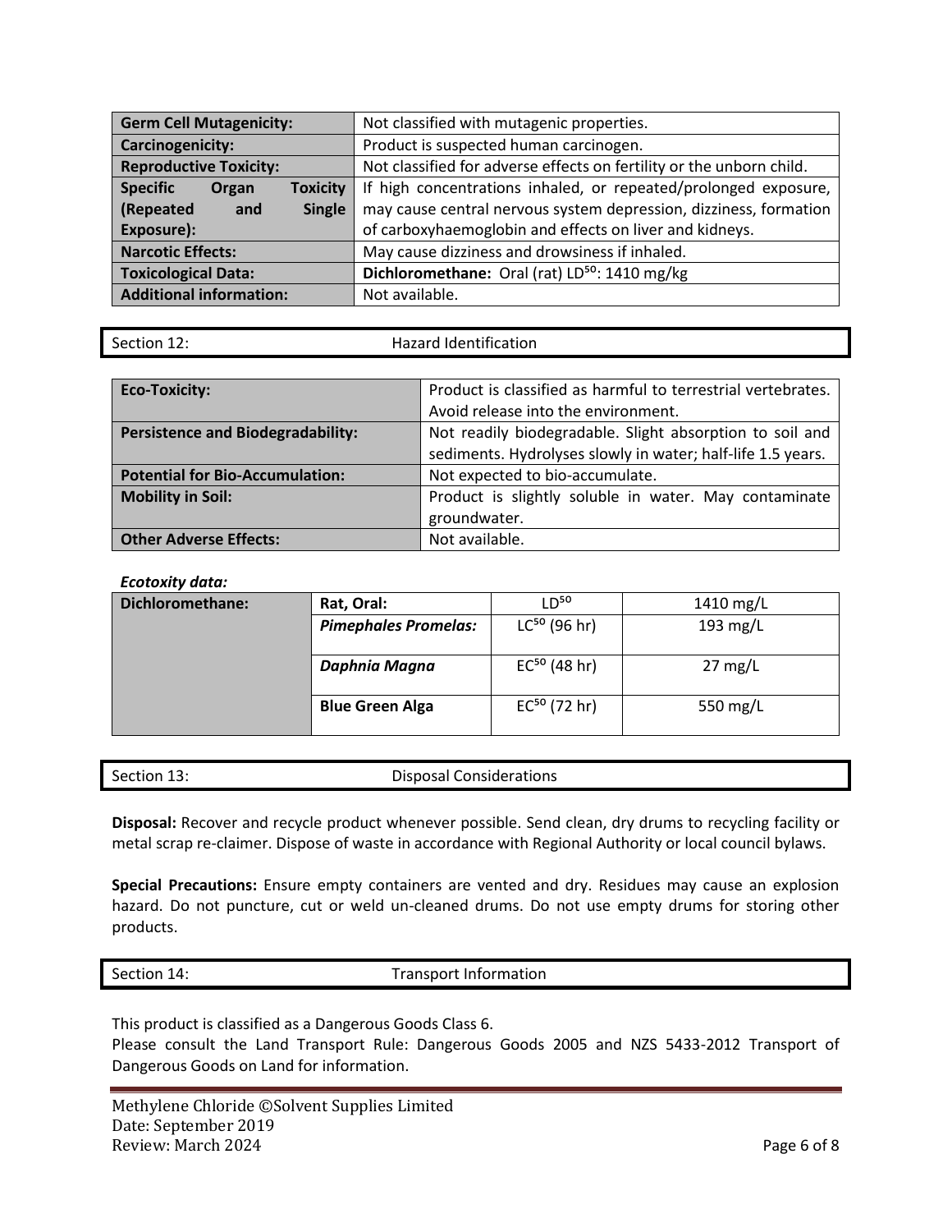| | |
|---|---|
| **Germ Cell Mutagenicity:** | Not classified with mutagenic properties. |
| **Carcinogenicity:** | Product is suspected human carcinogen. |
| **Reproductive Toxicity:** | Not classified for adverse effects on fertility or the unborn child. |
| **Specific Organ Toxicity (Repeated and Single Exposure):** | If high concentrations inhaled, or repeated/prolonged exposure, may cause central nervous system depression, dizziness, formation of carboxyhaemoglobin and effects on liver and kidneys. |
| **Narcotic Effects:** | May cause dizziness and drowsiness if inhaled. |
| **Toxicological Data:** | **Dichloromethane:** Oral (rat) $LD^{50}$: 1410 mg/kg |
| **Additional information:** | Not available. |

## Section 12: Hazard Identification

| | |
|---|---|
| **Eco-Toxicity:** | Product is classified as harmful to terrestrial vertebrates. Avoid release into the environment. |
| **Persistence and Biodegradability:** | Not readily biodegradable. Slight absorption to soil and sediments. Hydrolyses slowly in water; half-life 1.5 years. |
| **Potential for Bio-Accumulation:** | Not expected to bio-accumulate. |
| **Mobility in Soil:** | Product is slightly soluble in water. May contaminate groundwater. |
| **Other Adverse Effects:** | Not available. |

***Ecotoxity data:***

| | | | |
|---|---|---|---|
| **Dichloromethane:** | **Rat, Oral:** | $LD^{50}$ | 1410 mg/L |
| | ***Pimephales Promelas:*** | $LC^{50}$ (96 hr) | 193 mg/L |
| | ***Daphnia Magna*** | $EC^{50}$ (48 hr) | 27 mg/L |
| | **Blue Green Alga** | $EC^{50}$ (72 hr) | 550 mg/L |

## Section 13: Disposal Considerations

**Disposal:** Recover and recycle product whenever possible. Send clean, dry drums to recycling facility or metal scrap re-claimer. Dispose of waste in accordance with Regional Authority or local council bylaws.

**Special Precautions:** Ensure empty containers are vented and dry. Residues may cause an explosion hazard. Do not puncture, cut or weld un-cleaned drums. Do not use empty drums for storing other products.

## Section 14: Transport Information

This product is classified as a Dangerous Goods Class 6.
Please consult the Land Transport Rule: Dangerous Goods 2005 and NZS 5433-2012 Transport of Dangerous Goods on Land for information.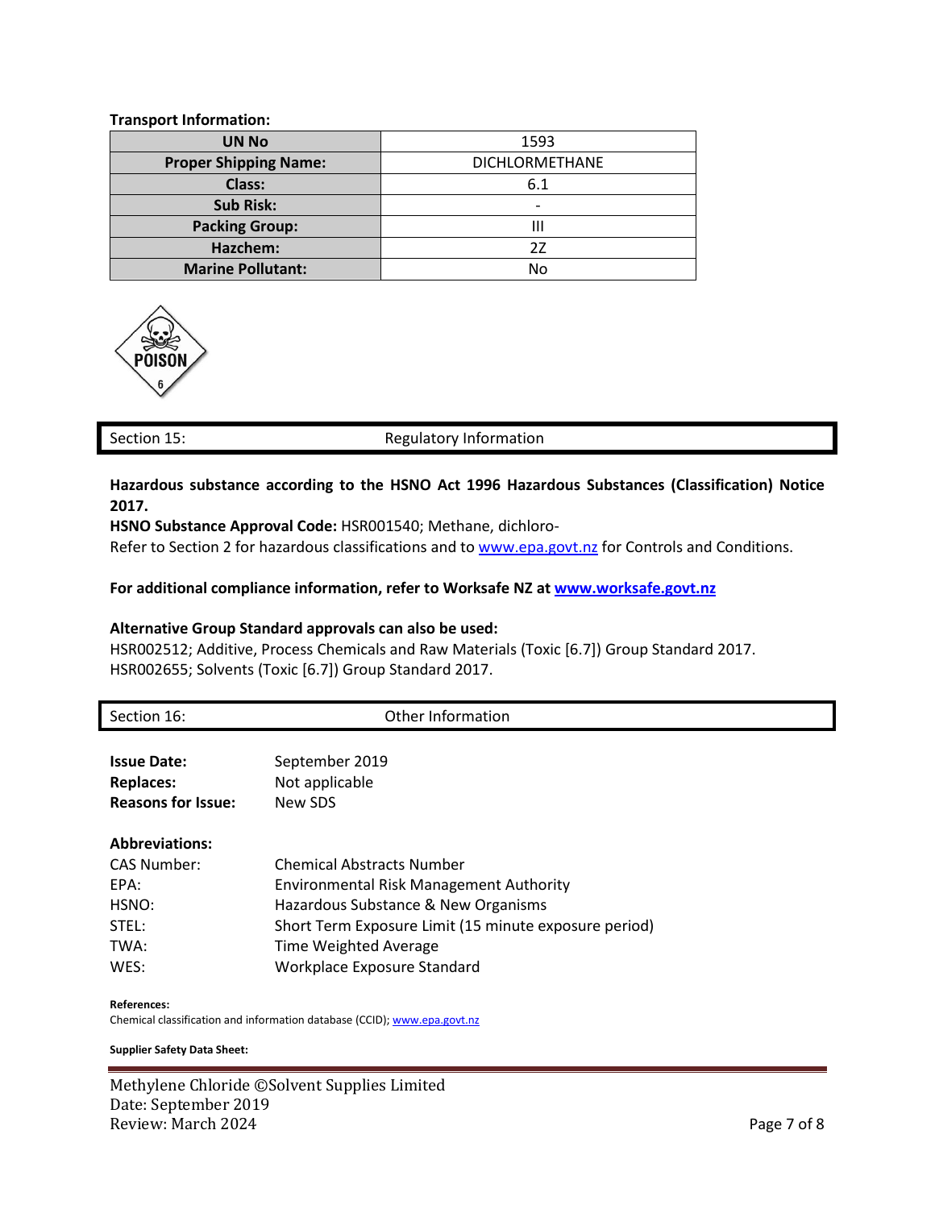**Transport Information:**

| UN No | 1593 |
|---|---|
| **Proper Shipping Name:** | DICHLORMETHANE |
| **Class:** | 6.1 |
| **Sub Risk:** | - |
| **Packing Group:** | III |
| **Hazchem:** | 2Z |
| **Marine Pollutant:** | No |

## Section 15: Regulatory Information

**Hazardous substance according to the HSNO Act 1996 Hazardous Substances (Classification) Notice 2017.**

**HSNO Substance Approval Code:** HSR001540; Methane, dichloro-
Refer to Section 2 for hazardous classifications and to www.epa.govt.nz for Controls and Conditions.

**For additional compliance information, refer to Worksafe NZ at www.worksafe.govt.nz**

**Alternative Group Standard approvals can also be used:**
HSR002512; Additive, Process Chemicals and Raw Materials (Toxic [6.7]) Group Standard 2017.
HSR002655; Solvents (Toxic [6.7]) Group Standard 2017.

## Section 16: Other Information

**Issue Date:** September 2019
**Replaces:** Not applicable
**Reasons for Issue:** New SDS

**Abbreviations:**

| | |
|---|---|
| CAS Number: | Chemical Abstracts Number |
| EPA: | Environmental Risk Management Authority |
| HSNO: | Hazardous Substance & New Organisms |
| STEL: | Short Term Exposure Limit (15 minute exposure period) |
| TWA: | Time Weighted Average |
| WES: | Workplace Exposure Standard |

**References:**
Chemical classification and information database (CCID); www.epa.govt.nz

**Supplier Safety Data Sheet:**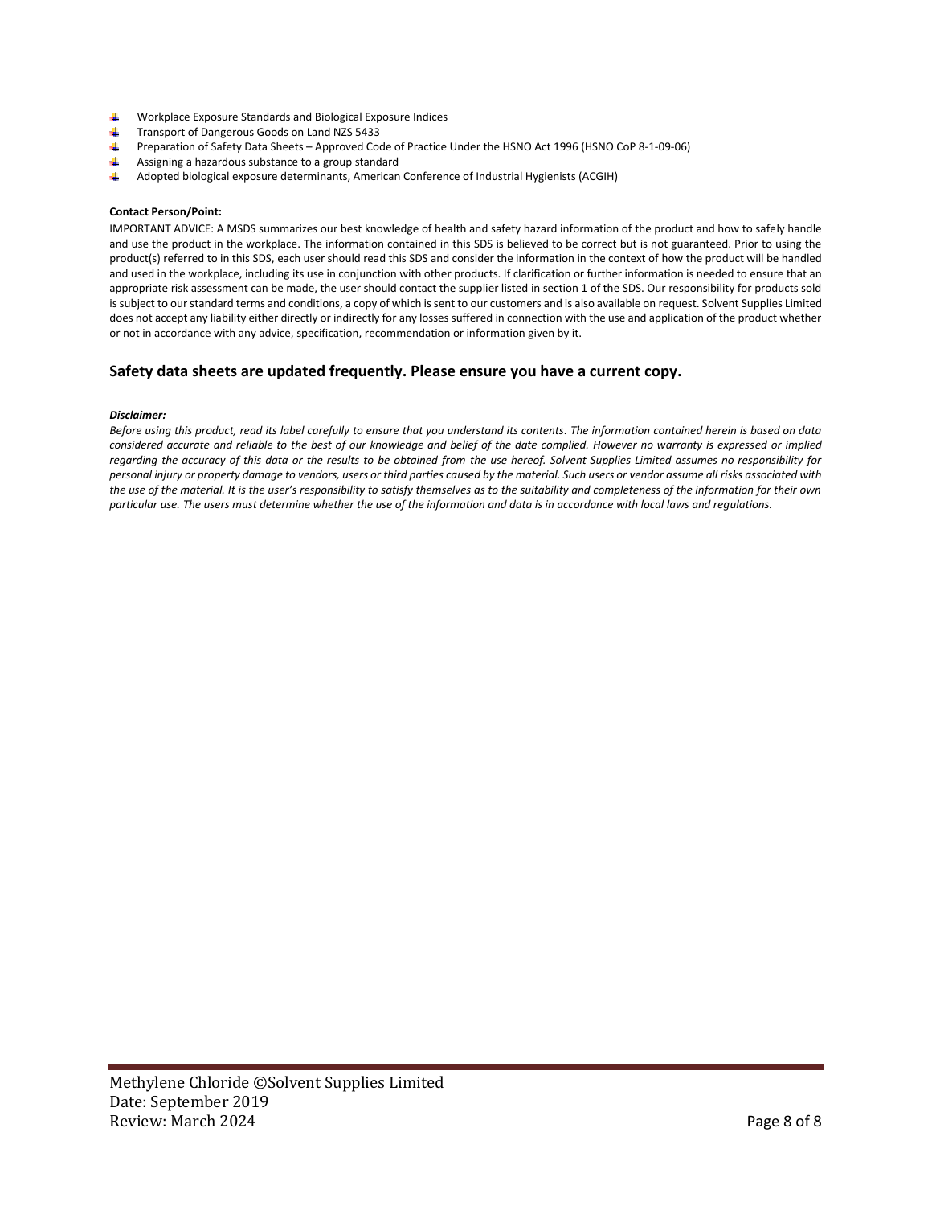- Workplace Exposure Standards and Biological Exposure Indices
- Transport of Dangerous Goods on Land NZS 5433
- Preparation of Safety Data Sheets – Approved Code of Practice Under the HSNO Act 1996 (HSNO CoP 8-1-09-06)
- Assigning a hazardous substance to a group standard
- Adopted biological exposure determinants, American Conference of Industrial Hygienists (ACGIH)

**Contact Person/Point:**

IMPORTANT ADVICE: A MSDS summarizes our best knowledge of health and safety hazard information of the product and how to safely handle and use the product in the workplace. The information contained in this SDS is believed to be correct but is not guaranteed. Prior to using the product(s) referred to in this SDS, each user should read this SDS and consider the information in the context of how the product will be handled and used in the workplace, including its use in conjunction with other products. If clarification or further information is needed to ensure that an appropriate risk assessment can be made, the user should contact the supplier listed in section 1 of the SDS. Our responsibility for products sold is subject to our standard terms and conditions, a copy of which is sent to our customers and is also available on request. Solvent Supplies Limited does not accept any liability either directly or indirectly for any losses suffered in connection with the use and application of the product whether or not in accordance with any advice, specification, recommendation or information given by it.

## Safety data sheets are updated frequently. Please ensure you have a current copy.

***Disclaimer:***

*Before using this product, read its label carefully to ensure that you understand its contents. The information contained herein is based on data considered accurate and reliable to the best of our knowledge and belief of the date complied. However no warranty is expressed or implied regarding the accuracy of this data or the results to be obtained from the use hereof. Solvent Supplies Limited assumes no responsibility for personal injury or property damage to vendors, users or third parties caused by the material. Such users or vendor assume all risks associated with the use of the material. It is the user's responsibility to satisfy themselves as to the suitability and completeness of the information for their own particular use. The users must determine whether the use of the information and data is in accordance with local laws and regulations.*